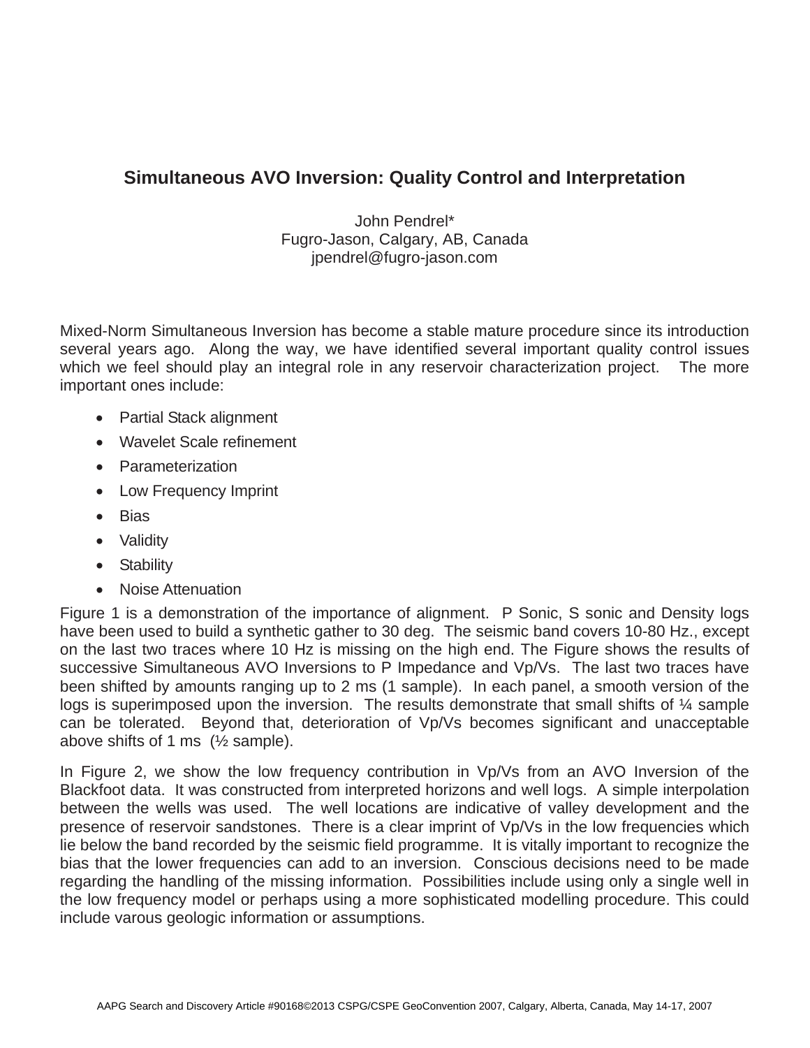# Simultaneous AVO Inversion: Quality Control and Interpretation

John Pendrel*
Fugro-Jason, Calgary, AB, Canada
jpendrel@fugro-jason.com

Mixed-Norm Simultaneous Inversion has become a stable mature procedure since its introduction several years ago. Along the way, we have identified several important quality control issues which we feel should play an integral role in any reservoir characterization project. The more important ones include:

- Partial Stack alignment
- Wavelet Scale refinement
- Parameterization
- Low Frequency Imprint
- Bias
- Validity
- Stability
- Noise Attenuation

Figure 1 is a demonstration of the importance of alignment. P Sonic, S sonic and Density logs have been used to build a synthetic gather to 30 deg. The seismic band covers 10-80 Hz., except on the last two traces where 10 Hz is missing on the high end. The Figure shows the results of successive Simultaneous AVO Inversions to P Impedance and Vp/Vs. The last two traces have been shifted by amounts ranging up to 2 ms (1 sample). In each panel, a smooth version of the logs is superimposed upon the inversion. The results demonstrate that small shifts of ¼ sample can be tolerated. Beyond that, deterioration of Vp/Vs becomes significant and unacceptable above shifts of 1 ms (½ sample).

In Figure 2, we show the low frequency contribution in Vp/Vs from an AVO Inversion of the Blackfoot data. It was constructed from interpreted horizons and well logs. A simple interpolation between the wells was used. The well locations are indicative of valley development and the presence of reservoir sandstones. There is a clear imprint of Vp/Vs in the low frequencies which lie below the band recorded by the seismic field programme. It is vitally important to recognize the bias that the lower frequencies can add to an inversion. Conscious decisions need to be made regarding the handling of the missing information. Possibilities include using only a single well in the low frequency model or perhaps using a more sophisticated modelling procedure. This could include varous geologic information or assumptions.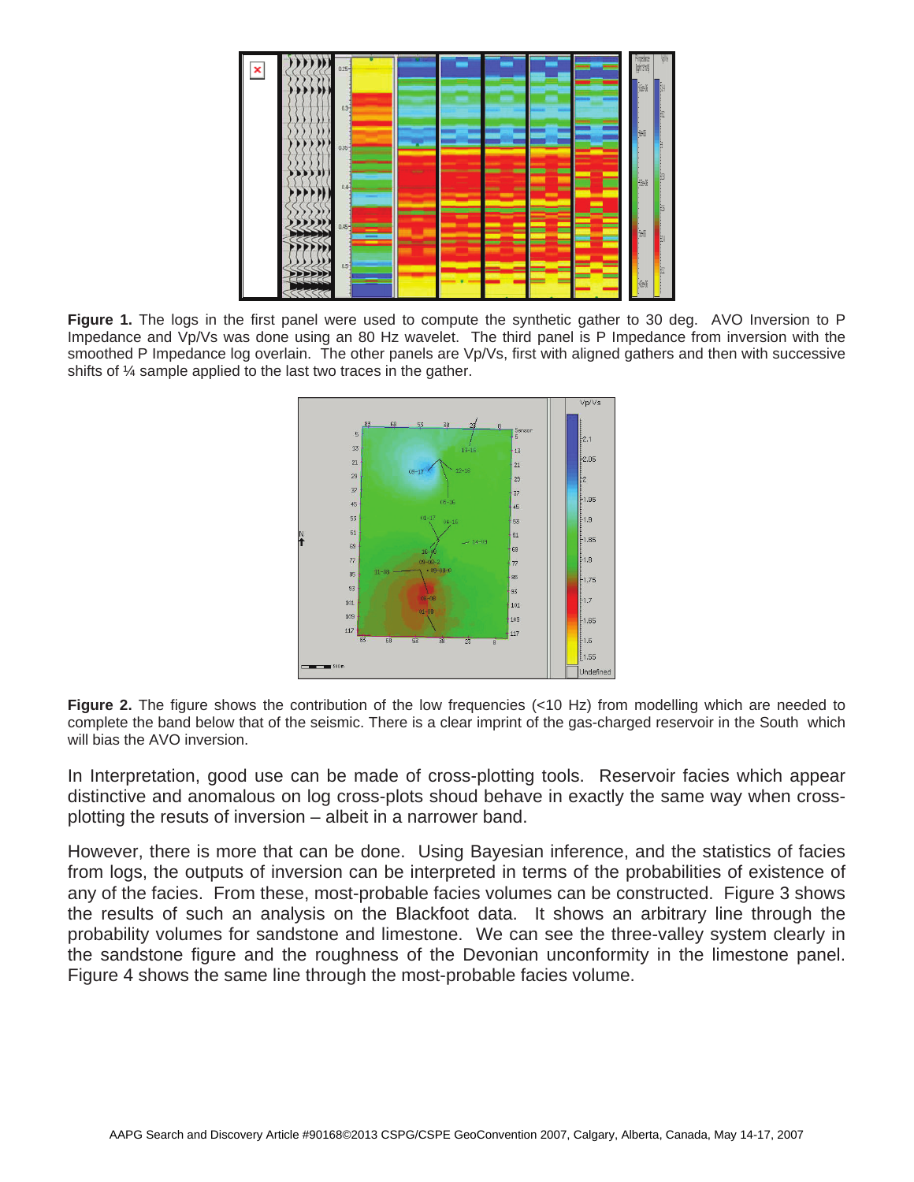**Figure 1.** The logs in the first panel were used to compute the synthetic gather to 30 deg. AVO Inversion to P Impedance and Vp/Vs was done using an 80 Hz wavelet. The third panel is P Impedance from inversion with the smoothed P Impedance log overlain. The other panels are Vp/Vs, first with aligned gathers and then with successive shifts of ¼ sample applied to the last two traces in the gather.

**Figure 2.** The figure shows the contribution of the low frequencies (<10 Hz) from modelling which are needed to complete the band below that of the seismic. There is a clear imprint of the gas-charged reservoir in the South which will bias the AVO inversion.

In Interpretation, good use can be made of cross-plotting tools. Reservoir facies which appear distinctive and anomalous on log cross-plots shoud behave in exactly the same way when cross-plotting the resuts of inversion – albeit in a narrower band.

However, there is more that can be done. Using Bayesian inference, and the statistics of facies from logs, the outputs of inversion can be interpreted in terms of the probabilities of existence of any of the facies. From these, most-probable facies volumes can be constructed. Figure 3 shows the results of such an analysis on the Blackfoot data. It shows an arbitrary line through the probability volumes for sandstone and limestone. We can see the three-valley system clearly in the sandstone figure and the roughness of the Devonian unconformity in the limestone panel. Figure 4 shows the same line through the most-probable facies volume.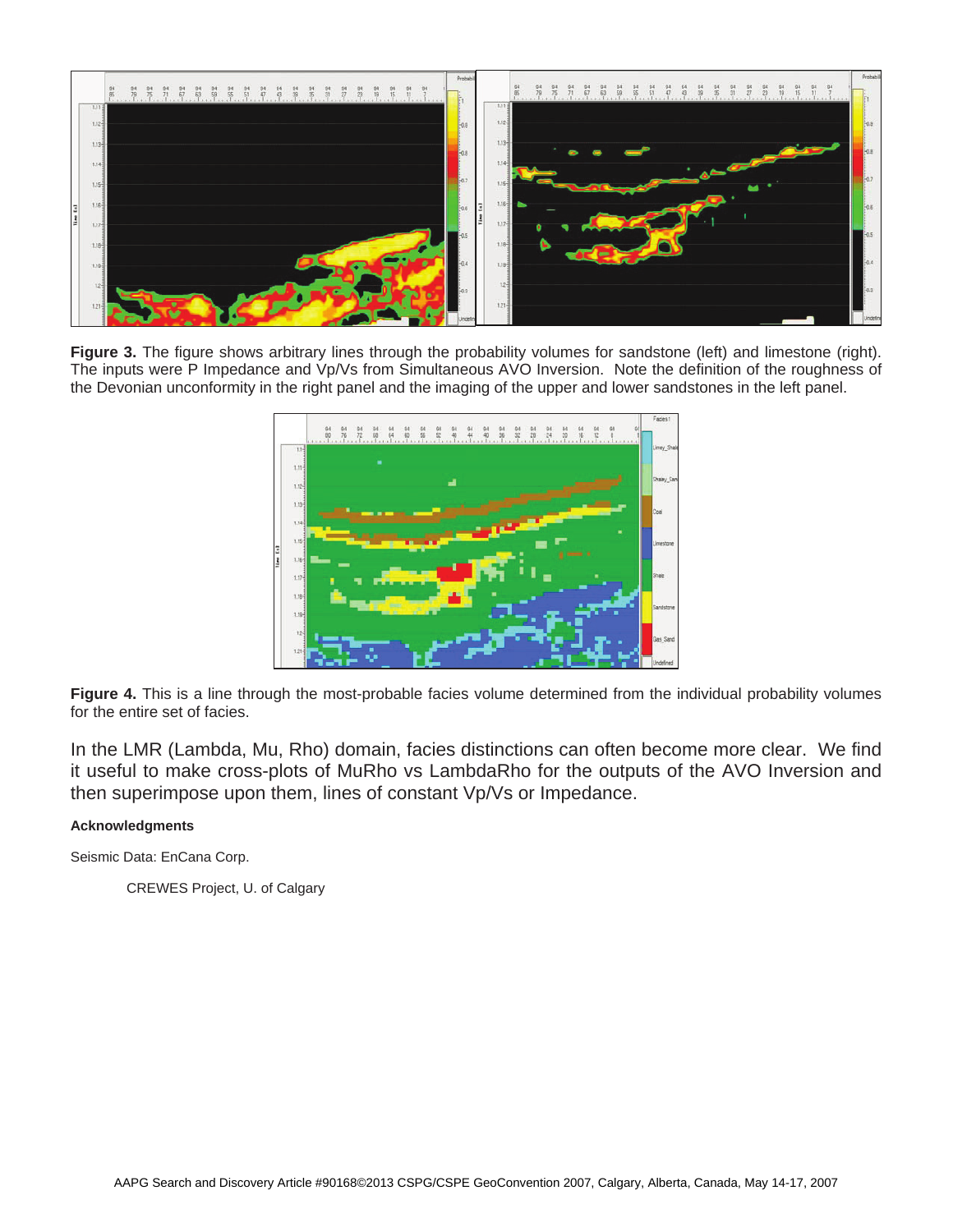**Figure 3.** The figure shows arbitrary lines through the probability volumes for sandstone (left) and limestone (right). The inputs were P Impedance and Vp/Vs from Simultaneous AVO Inversion. Note the definition of the roughness of the Devonian unconformity in the right panel and the imaging of the upper and lower sandstones in the left panel.

**Figure 4.** This is a line through the most-probable facies volume determined from the individual probability volumes for the entire set of facies.

In the LMR (Lambda, Mu, Rho) domain, facies distinctions can often become more clear. We find it useful to make cross-plots of MuRho vs LambdaRho for the outputs of the AVO Inversion and then superimpose upon them, lines of constant Vp/Vs or Impedance.

**Acknowledgments**

Seismic Data: EnCana Corp.

CREWES Project, U. of Calgary